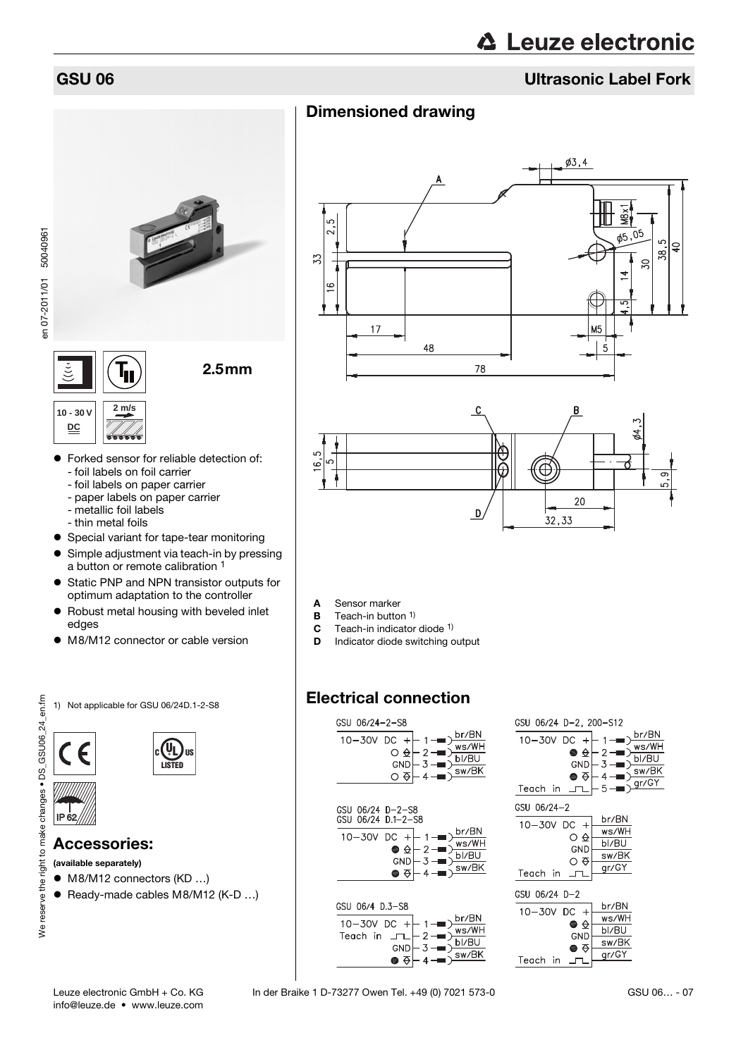# GSU 06

## Ultrasonic Label Fork

2.5mm

10 - 30 V DC

2 m/s

- Forked sensor for reliable detection of:
  - foil labels on foil carrier
  - foil labels on paper carrier
  - paper labels on paper carrier
  - metallic foil labels
  - thin metal foils
- Special variant for tape-tear monitoring
- Simple adjustment via teach-in by pressing a button or remote calibration [1]
- Static PNP and NPN transistor outputs for optimum adaptation to the controller
- Robust metal housing with beveled inlet edges
- M8/M12 connector or cable version

1) Not applicable for GSU 06/24D.1-2-S8

IP 62

## Accessories:

**(available separately)**

- M8/M12 connectors (KD …)
- Ready-made cables M8/M12 (K-D …)

## Dimensioned drawing

**A** Sensor marker
**B** Teach-in button [1)]
**C** Teach-in indicator diode [1)]
**D** Indicator diode switching output

## Electrical connection

GSU 06/24-2-S8

| Signal | Pin | Wire |
|---|---|---|
| 10–30V DC + | 1 | br/BN |
| ○ | 2 | ws/WH |
| GND | 3 | bl/BU |
| ○ | 4 | sw/BK |

GSU 06/24 D-2-S8
GSU 06/24 D.1-2-S8

| Signal | Pin | Wire |
|---|---|---|
| 10–30V DC + | 1 | br/BN |
| ● | 2 | ws/WH |
| GND | 3 | bl/BU |
| ● | 4 | sw/BK |

GSU 06/4 D.3-S8

| Signal | Pin | Wire |
|---|---|---|
| 10–30V DC + | 1 | br/BN |
| Teach in | 2 | ws/WH |
| GND | 3 | bl/BU |
| ● | 4 | sw/BK |

GSU 06/24 D-2, 200-S12

| Signal | Pin | Wire |
|---|---|---|
| 10–30V DC + | 1 | br/BN |
| ● | 2 | ws/WH |
| GND | 3 | bl/BU |
| ● | 4 | sw/BK |
| Teach in | 5 | gr/GY |

GSU 06/24-2

| Signal | Wire |
|---|---|
| 10–30V DC + | br/BN |
| ○ | ws/WH |
| GND | bl/BU |
| ○ | sw/BK |
| Teach in | gr/GY |

GSU 06/24 D-2

| Signal | Wire |
|---|---|
| 10–30V DC + | br/BN |
| ● | ws/WH |
| GND | bl/BU |
| ● | sw/BK |
| Teach in | gr/GY |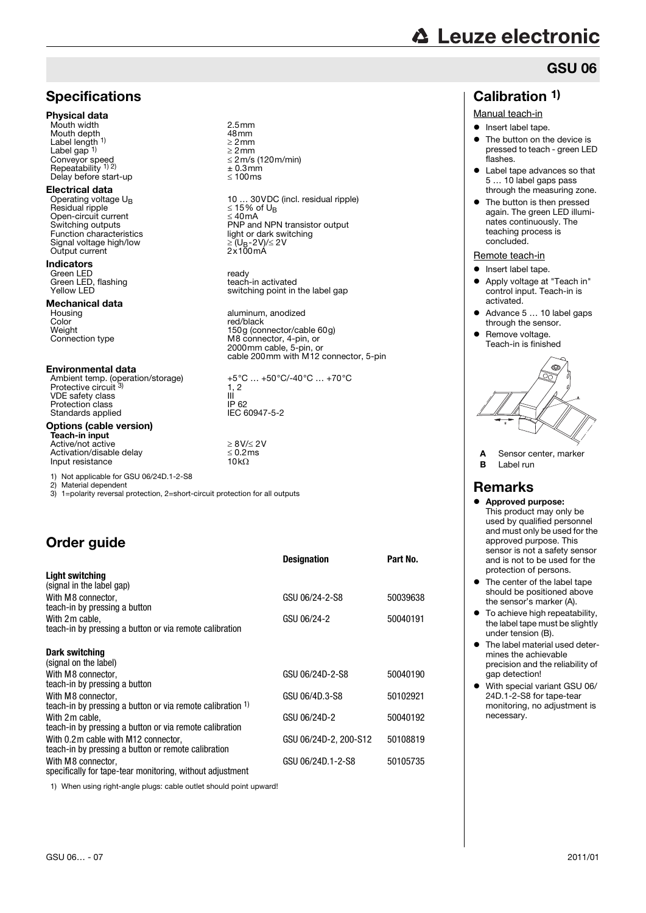# GSU 06

## Specifications

| | |
|---|---|
| **Physical data** | |
| Mouth width | 2.5mm |
| Mouth depth | 48mm |
| Label length [1] | ≥ 2mm |
| Label gap [1] | ≥ 2mm |
| Conveyor speed | ≤ 2m/s (120m/min) |
| Repeatability [1) 2)] | ± 0.3mm |
| Delay before start-up | ≤ 100ms |
| **Electrical data** | |
| Operating voltage $U_B$ | 10 … 30VDC (incl. residual ripple) |
| Residual ripple | ≤ 15% of $U_B$ |
| Open-circuit current | ≤ 40mA |
| Switching outputs | PNP and NPN transistor output |
| Function characteristics | light or dark switching |
| Signal voltage high/low | ≥ ($U_B$-2V)/≤ 2V |
| Output current | 2x100mA |
| **Indicators** | |
| Green LED | ready |
| Green LED, flashing | teach-in activated |
| Yellow LED | switching point in the label gap |
| **Mechanical data** | |
| Housing | aluminum, anodized |
| Color | red/black |
| Weight | 150g (connector/cable 60g) |
| Connection type | M8 connector, 4-pin, or 2000mm cable, 5-pin, or cable 200mm with M12 connector, 5-pin |
| **Environmental data** | |
| Ambient temp. (operation/storage) | +5°C … +50°C/-40°C … +70°C |
| Protective circuit [3] | 1, 2 |
| VDE safety class | III |
| Protection class | IP 62 |
| Standards applied | IEC 60947-5-2 |
| **Options (cable version)** | |
| **Teach-in input** | |
| Active/not active | ≥ 8V/≤ 2V |
| Activation/disable delay | ≤ 0.2ms |
| Input resistance | 10kΩ |

1) Not applicable for GSU 06/24D.1-2-S8
2) Material dependent
3) 1=polarity reversal protection, 2=short-circuit protection for all outputs

## Order guide

| | Designation | Part No. |
|---|---|---|
| **Light switching** (signal in the label gap) | | |
| With M8 connector, teach-in by pressing a button | GSU 06/24-2-S8 | 50039638 |
| With 2m cable, teach-in by pressing a button or via remote calibration | GSU 06/24-2 | 50040191 |
| **Dark switching** (signal on the label) | | |
| With M8 connector, teach-in by pressing a button | GSU 06/24D-2-S8 | 50040190 |
| With M8 connector, teach-in by pressing a button or via remote calibration [1] | GSU 06/4D.3-S8 | 50102921 |
| With 2m cable, teach-in by pressing a button or via remote calibration | GSU 06/24D-2 | 50040192 |
| With 0.2m cable with M12 connector, teach-in by pressing a button or remote calibration | GSU 06/24D-2, 200-S12 | 50108819 |
| With M8 connector, specifically for tape-tear monitoring, without adjustment | GSU 06/24D.1-2-S8 | 50105735 |

1) When using right-angle plugs: cable outlet should point upward!

## Calibration [1]

Manual teach-in

- Insert label tape.
- The button on the device is pressed to teach - green LED flashes.
- Label tape advances so that 5 … 10 label gaps pass through the measuring zone.
- The button is then pressed again. The green LED illuminates continuously. The teaching process is concluded.

Remote teach-in

- Insert label tape.
- Apply voltage at "Teach in" control input. Teach-in is activated.
- Advance 5 … 10 label gaps through the sensor.
- Remove voltage. Teach-in is finished

**A** Sensor center, marker
**B** Label run

## Remarks

- **Approved purpose:** This product may only be used by qualified personnel and must only be used for the approved purpose. This sensor is not a safety sensor and is not to be used for the protection of persons.
- The center of the label tape should be positioned above the sensor's marker (A).
- To achieve high repeatability, the label tape must be slightly under tension (B).
- The label material used determines the achievable precision and the reliability of gap detection!
- With special variant GSU 06/24D.1-2-S8 for tape-tear monitoring, no adjustment is necessary.